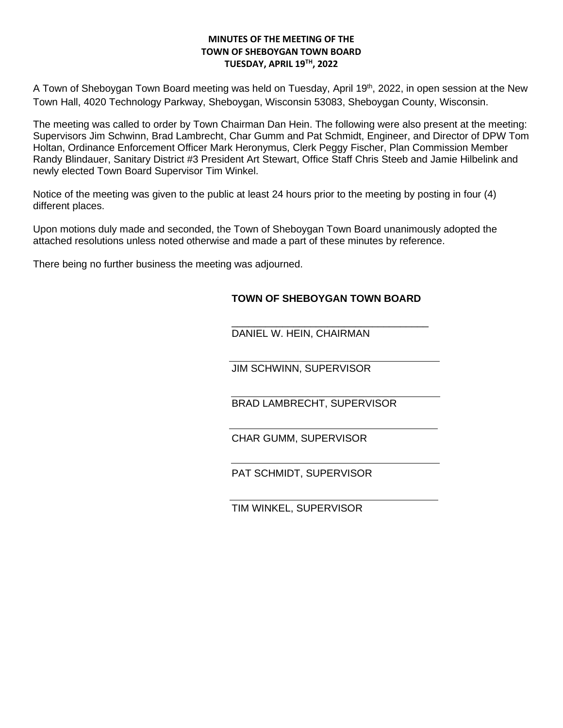# MINUTES OF THE MEETING OF THE TOWN OF SHEBOYGAN TOWN BOARD TUESDAY, APRIL 19TH, 2022

A Town of Sheboygan Town Board meeting was held on Tuesday, April 19th, 2022, in open session at the New Town Hall, 4020 Technology Parkway, Sheboygan, Wisconsin 53083, Sheboygan County, Wisconsin.

The meeting was called to order by Town Chairman Dan Hein. The following were also present at the meeting: Supervisors Jim Schwinn, Brad Lambrecht, Char Gumm and Pat Schmidt, Engineer, and Director of DPW Tom Holtan, Ordinance Enforcement Officer Mark Heronymus, Clerk Peggy Fischer, Plan Commission Member Randy Blindauer, Sanitary District #3 President Art Stewart, Office Staff Chris Steeb and Jamie Hilbelink and newly elected Town Board Supervisor Tim Winkel.

Notice of the meeting was given to the public at least 24 hours prior to the meeting by posting in four (4) different places.

Upon motions duly made and seconded, the Town of Sheboygan Town Board unanimously adopted the attached resolutions unless noted otherwise and made a part of these minutes by reference.

There being no further business the meeting was adjourned.

**TOWN OF SHEBOYGAN TOWN BOARD**

\_\_\_\_\_\_\_\_\_\_\_\_\_\_\_\_\_\_\_\_\_\_\_\_\_\_\_\_\_\_\_\_\_\_\_\_
DANIEL W. HEIN, CHAIRMAN

\_\_\_\_\_\_\_\_\_\_\_\_\_\_\_\_\_\_\_\_\_\_\_\_\_\_\_\_\_\_\_\_\_\_\_\_
JIM SCHWINN, SUPERVISOR

\_\_\_\_\_\_\_\_\_\_\_\_\_\_\_\_\_\_\_\_\_\_\_\_\_\_\_\_\_\_\_\_\_\_\_\_
BRAD LAMBRECHT, SUPERVISOR

\_\_\_\_\_\_\_\_\_\_\_\_\_\_\_\_\_\_\_\_\_\_\_\_\_\_\_\_\_\_\_\_\_\_\_\_
CHAR GUMM, SUPERVISOR

\_\_\_\_\_\_\_\_\_\_\_\_\_\_\_\_\_\_\_\_\_\_\_\_\_\_\_\_\_\_\_\_\_\_\_\_
PAT SCHMIDT, SUPERVISOR

\_\_\_\_\_\_\_\_\_\_\_\_\_\_\_\_\_\_\_\_\_\_\_\_\_\_\_\_\_\_\_\_\_\_\_\_
TIM WINKEL, SUPERVISOR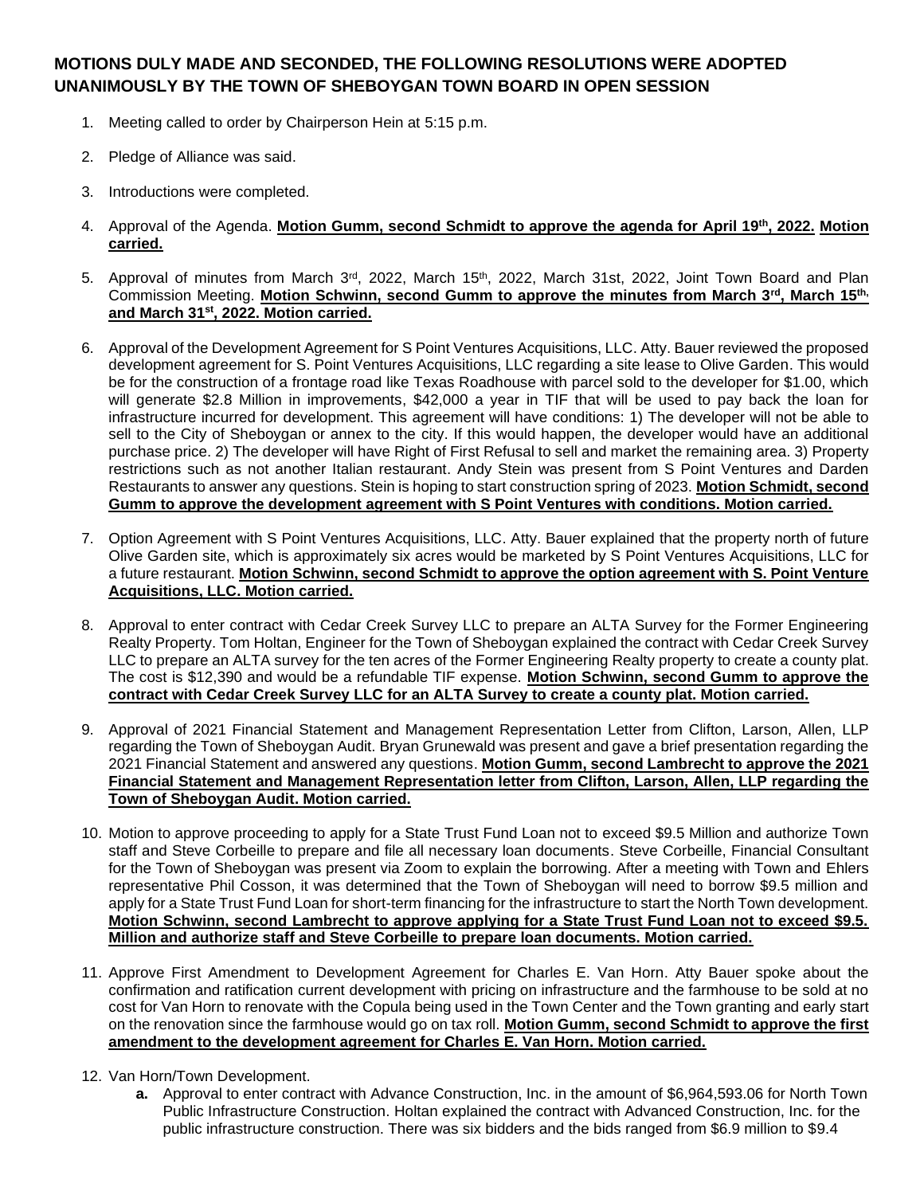**MOTIONS DULY MADE AND SECONDED, THE FOLLOWING RESOLUTIONS WERE ADOPTED UNANIMOUSLY BY THE TOWN OF SHEBOYGAN TOWN BOARD IN OPEN SESSION**

1. Meeting called to order by Chairperson Hein at 5:15 p.m.

2. Pledge of Alliance was said.

3. Introductions were completed.

4. Approval of the Agenda. **Motion Gumm, second Schmidt to approve the agenda for April 19th, 2022. Motion carried.**

5. Approval of minutes from March 3rd, 2022, March 15th, 2022, March 31st, 2022, Joint Town Board and Plan Commission Meeting. **Motion Schwinn, second Gumm to approve the minutes from March 3rd, March 15th, and March 31st, 2022. Motion carried.**

6. Approval of the Development Agreement for S Point Ventures Acquisitions, LLC. Atty. Bauer reviewed the proposed development agreement for S. Point Ventures Acquisitions, LLC regarding a site lease to Olive Garden. This would be for the construction of a frontage road like Texas Roadhouse with parcel sold to the developer for $1.00, which will generate $2.8 Million in improvements, $42,000 a year in TIF that will be used to pay back the loan for infrastructure incurred for development. This agreement will have conditions: 1) The developer will not be able to sell to the City of Sheboygan or annex to the city. If this would happen, the developer would have an additional purchase price. 2) The developer will have Right of First Refusal to sell and market the remaining area. 3) Property restrictions such as not another Italian restaurant. Andy Stein was present from S Point Ventures and Darden Restaurants to answer any questions. Stein is hoping to start construction spring of 2023. **Motion Schmidt, second Gumm to approve the development agreement with S Point Ventures with conditions. Motion carried.**

7. Option Agreement with S Point Ventures Acquisitions, LLC. Atty. Bauer explained that the property north of future Olive Garden site, which is approximately six acres would be marketed by S Point Ventures Acquisitions, LLC for a future restaurant. **Motion Schwinn, second Schmidt to approve the option agreement with S. Point Venture Acquisitions, LLC. Motion carried.**

8. Approval to enter contract with Cedar Creek Survey LLC to prepare an ALTA Survey for the Former Engineering Realty Property. Tom Holtan, Engineer for the Town of Sheboygan explained the contract with Cedar Creek Survey LLC to prepare an ALTA survey for the ten acres of the Former Engineering Realty property to create a county plat. The cost is $12,390 and would be a refundable TIF expense. **Motion Schwinn, second Gumm to approve the contract with Cedar Creek Survey LLC for an ALTA Survey to create a county plat. Motion carried.**

9. Approval of 2021 Financial Statement and Management Representation Letter from Clifton, Larson, Allen, LLP regarding the Town of Sheboygan Audit. Bryan Grunewald was present and gave a brief presentation regarding the 2021 Financial Statement and answered any questions. **Motion Gumm, second Lambrecht to approve the 2021 Financial Statement and Management Representation letter from Clifton, Larson, Allen, LLP regarding the Town of Sheboygan Audit. Motion carried.**

10. Motion to approve proceeding to apply for a State Trust Fund Loan not to exceed $9.5 Million and authorize Town staff and Steve Corbeille to prepare and file all necessary loan documents. Steve Corbeille, Financial Consultant for the Town of Sheboygan was present via Zoom to explain the borrowing. After a meeting with Town and Ehlers representative Phil Cosson, it was determined that the Town of Sheboygan will need to borrow $9.5 million and apply for a State Trust Fund Loan for short-term financing for the infrastructure to start the North Town development. **Motion Schwinn, second Lambrecht to approve applying for a State Trust Fund Loan not to exceed $9.5. Million and authorize staff and Steve Corbeille to prepare loan documents. Motion carried.**

11. Approve First Amendment to Development Agreement for Charles E. Van Horn. Atty Bauer spoke about the confirmation and ratification current development with pricing on infrastructure and the farmhouse to be sold at no cost for Van Horn to renovate with the Copula being used in the Town Center and the Town granting and early start on the renovation since the farmhouse would go on tax roll. **Motion Gumm, second Schmidt to approve the first amendment to the development agreement for Charles E. Van Horn. Motion carried.**

12. Van Horn/Town Development.
    a. Approval to enter contract with Advance Construction, Inc. in the amount of $6,964,593.06 for North Town Public Infrastructure Construction. Holtan explained the contract with Advanced Construction, Inc. for the public infrastructure construction. There was six bidders and the bids ranged from $6.9 million to $9.4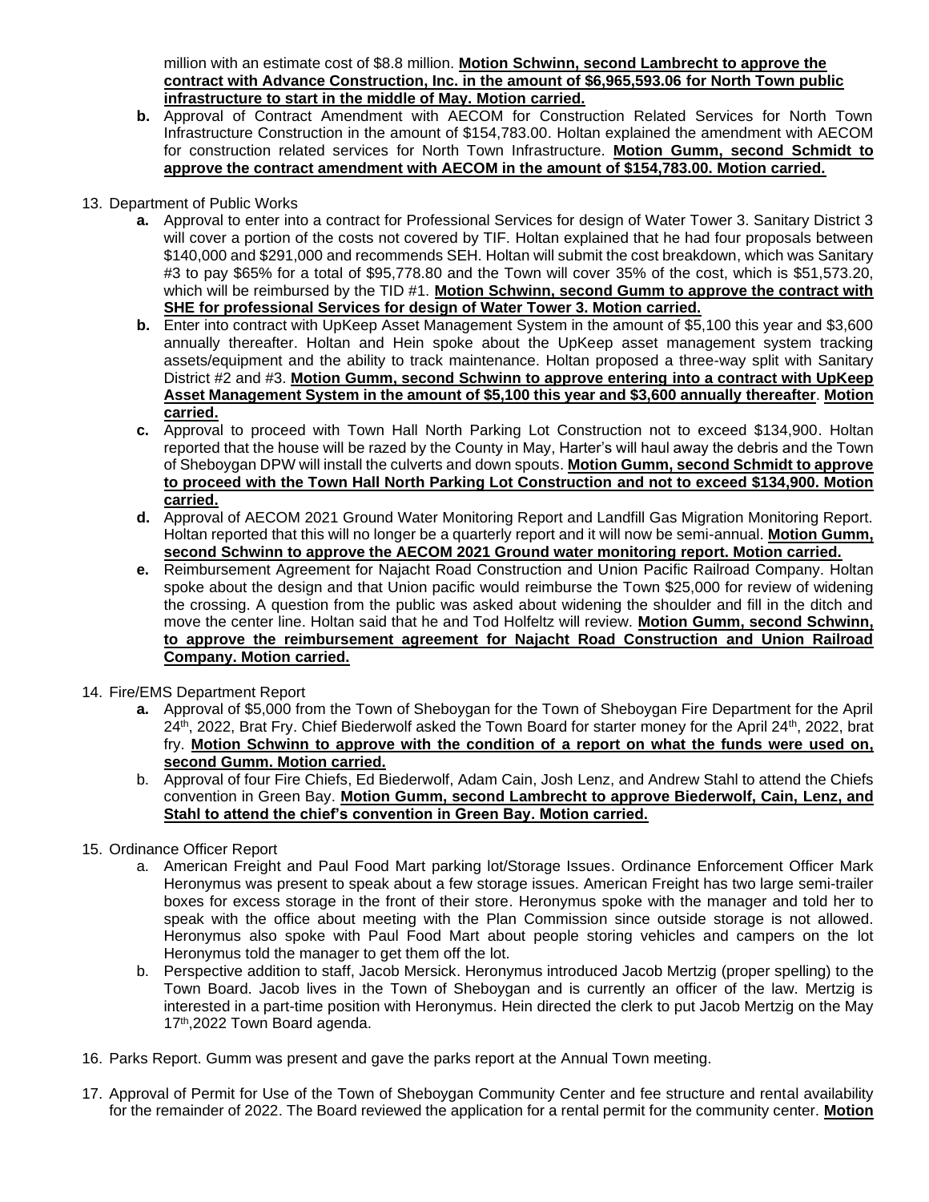million with an estimate cost of $8.8 million. **Motion Schwinn, second Lambrecht to approve the contract with Advance Construction, Inc. in the amount of $6,965,593.06 for North Town public infrastructure to start in the middle of May. Motion carried.**

  - **b.** Approval of Contract Amendment with AECOM for Construction Related Services for North Town Infrastructure Construction in the amount of $154,783.00. Holtan explained the amendment with AECOM for construction related services for North Town Infrastructure. **Motion Gumm, second Schmidt to approve the contract amendment with AECOM in the amount of $154,783.00. Motion carried.**

13. Department of Public Works
    - **a.** Approval to enter into a contract for Professional Services for design of Water Tower 3. Sanitary District 3 will cover a portion of the costs not covered by TIF. Holtan explained that he had four proposals between $140,000 and $291,000 and recommends SEH. Holtan will submit the cost breakdown, which was Sanitary #3 to pay $65% for a total of $95,778.80 and the Town will cover 35% of the cost, which is $51,573.20, which will be reimbursed by the TID #1. **Motion Schwinn, second Gumm to approve the contract with SHE for professional Services for design of Water Tower 3. Motion carried.**
    - **b.** Enter into contract with UpKeep Asset Management System in the amount of $5,100 this year and $3,600 annually thereafter. Holtan and Hein spoke about the UpKeep asset management system tracking assets/equipment and the ability to track maintenance. Holtan proposed a three-way split with Sanitary District #2 and #3. **Motion Gumm, second Schwinn to approve entering into a contract with UpKeep Asset Management System in the amount of $5,100 this year and $3,600 annually thereafter**. **Motion carried.**
    - **c.** Approval to proceed with Town Hall North Parking Lot Construction not to exceed $134,900. Holtan reported that the house will be razed by the County in May, Harter's will haul away the debris and the Town of Sheboygan DPW will install the culverts and down spouts. **Motion Gumm, second Schmidt to approve to proceed with the Town Hall North Parking Lot Construction and not to exceed $134,900. Motion carried.**
    - **d.** Approval of AECOM 2021 Ground Water Monitoring Report and Landfill Gas Migration Monitoring Report. Holtan reported that this will no longer be a quarterly report and it will now be semi-annual. **Motion Gumm, second Schwinn to approve the AECOM 2021 Ground water monitoring report. Motion carried.**
    - **e.** Reimbursement Agreement for Najacht Road Construction and Union Pacific Railroad Company. Holtan spoke about the design and that Union pacific would reimburse the Town $25,000 for review of widening the crossing. A question from the public was asked about widening the shoulder and fill in the ditch and move the center line. Holtan said that he and Tod Holfeltz will review. **Motion Gumm, second Schwinn, to approve the reimbursement agreement for Najacht Road Construction and Union Railroad Company. Motion carried.**

14. Fire/EMS Department Report
    - **a.** Approval of $5,000 from the Town of Sheboygan for the Town of Sheboygan Fire Department for the April 24th, 2022, Brat Fry. Chief Biederwolf asked the Town Board for starter money for the April 24th, 2022, brat fry. **Motion Schwinn to approve with the condition of a report on what the funds were used on, second Gumm. Motion carried.**
    - b. Approval of four Fire Chiefs, Ed Biederwolf, Adam Cain, Josh Lenz, and Andrew Stahl to attend the Chiefs convention in Green Bay. **Motion Gumm, second Lambrecht to approve Biederwolf, Cain, Lenz, and Stahl to attend the chief's convention in Green Bay. Motion carried.**

15. Ordinance Officer Report
    - a. American Freight and Paul Food Mart parking lot/Storage Issues. Ordinance Enforcement Officer Mark Heronymus was present to speak about a few storage issues. American Freight has two large semi-trailer boxes for excess storage in the front of their store. Heronymus spoke with the manager and told her to speak with the office about meeting with the Plan Commission since outside storage is not allowed. Heronymus also spoke with Paul Food Mart about people storing vehicles and campers on the lot Heronymus told the manager to get them off the lot.
    - b. Perspective addition to staff, Jacob Mersick. Heronymus introduced Jacob Mertzig (proper spelling) to the Town Board. Jacob lives in the Town of Sheboygan and is currently an officer of the law. Mertzig is interested in a part-time position with Heronymus. Hein directed the clerk to put Jacob Mertzig on the May 17th,2022 Town Board agenda.

16. Parks Report. Gumm was present and gave the parks report at the Annual Town meeting.

17. Approval of Permit for Use of the Town of Sheboygan Community Center and fee structure and rental availability for the remainder of 2022. The Board reviewed the application for a rental permit for the community center. **Motion**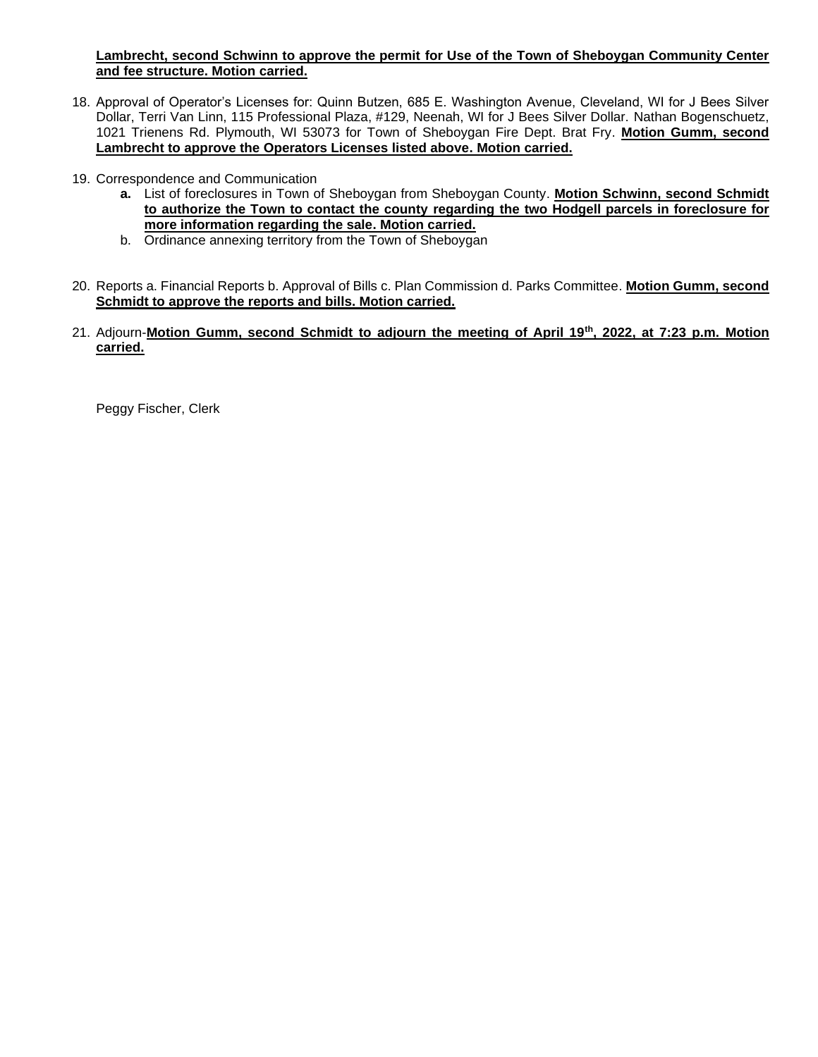**Lambrecht, second Schwinn to approve the permit for Use of the Town of Sheboygan Community Center and fee structure. Motion carried.**

18. Approval of Operator's Licenses for: Quinn Butzen, 685 E. Washington Avenue, Cleveland, WI for J Bees Silver Dollar, Terri Van Linn, 115 Professional Plaza, #129, Neenah, WI for J Bees Silver Dollar. Nathan Bogenschuetz, 1021 Trienens Rd. Plymouth, WI 53073 for Town of Sheboygan Fire Dept. Brat Fry. **Motion Gumm, second Lambrecht to approve the Operators Licenses listed above. Motion carried.**

19. Correspondence and Communication
    - **a.** List of foreclosures in Town of Sheboygan from Sheboygan County. **Motion Schwinn, second Schmidt to authorize the Town to contact the county regarding the two Hodgell parcels in foreclosure for more information regarding the sale. Motion carried.**
    - b. Ordinance annexing territory from the Town of Sheboygan

20. Reports a. Financial Reports b. Approval of Bills c. Plan Commission d. Parks Committee. **Motion Gumm, second Schmidt to approve the reports and bills. Motion carried.**

21. Adjourn-**Motion Gumm, second Schmidt to adjourn the meeting of April 19th, 2022, at 7:23 p.m. Motion carried.**

Peggy Fischer, Clerk